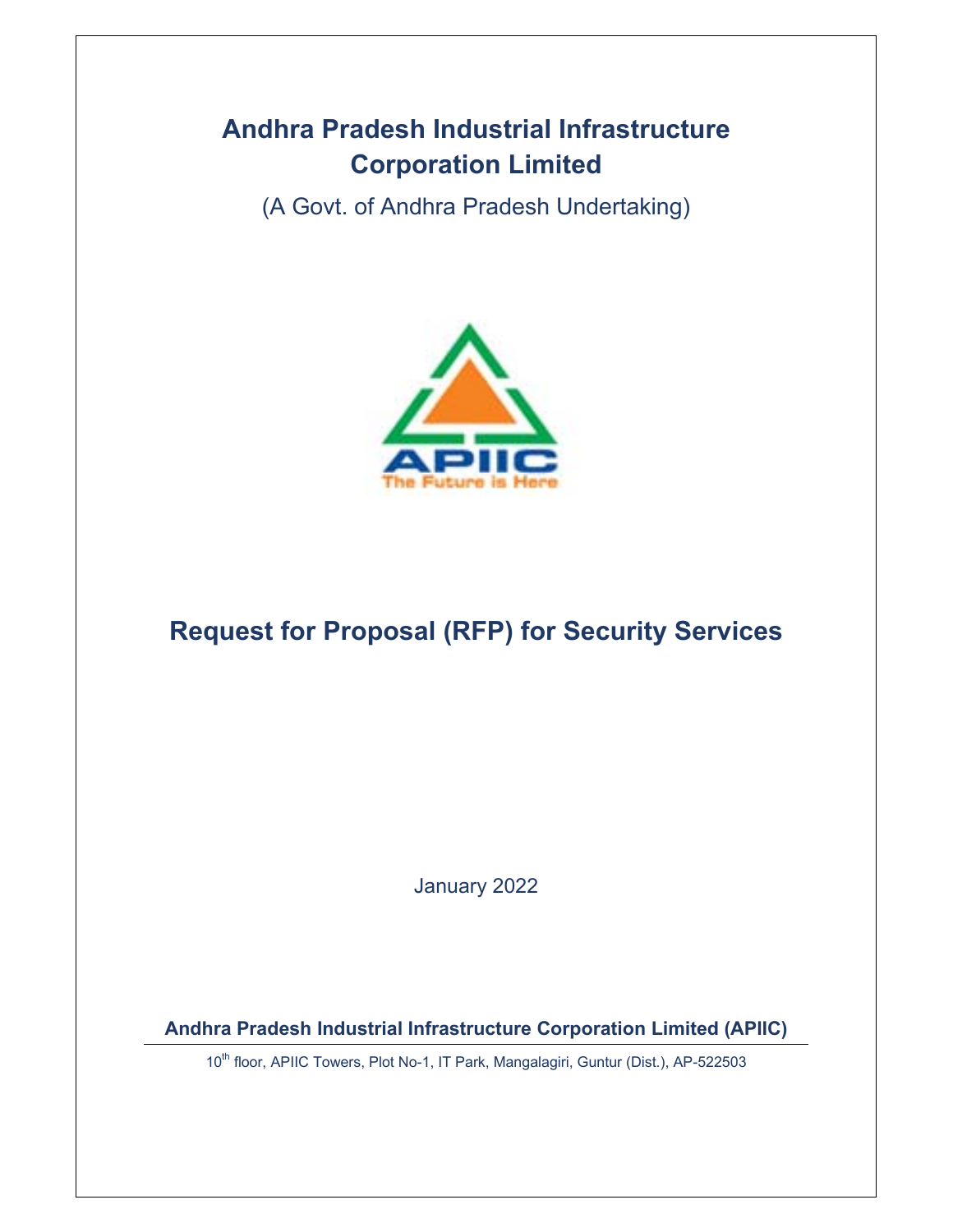# Andhra Pradesh Industrial Infrastructure Corporation Limited

(A Govt. of Andhra Pradesh Undertaking)

APIIC
The Future is Here

## Request for Proposal (RFP) for Security Services

January 2022

**Andhra Pradesh Industrial Infrastructure Corporation Limited (APIIC)**

10th floor, APIIC Towers, Plot No-1, IT Park, Mangalagiri, Guntur (Dist.), AP-522503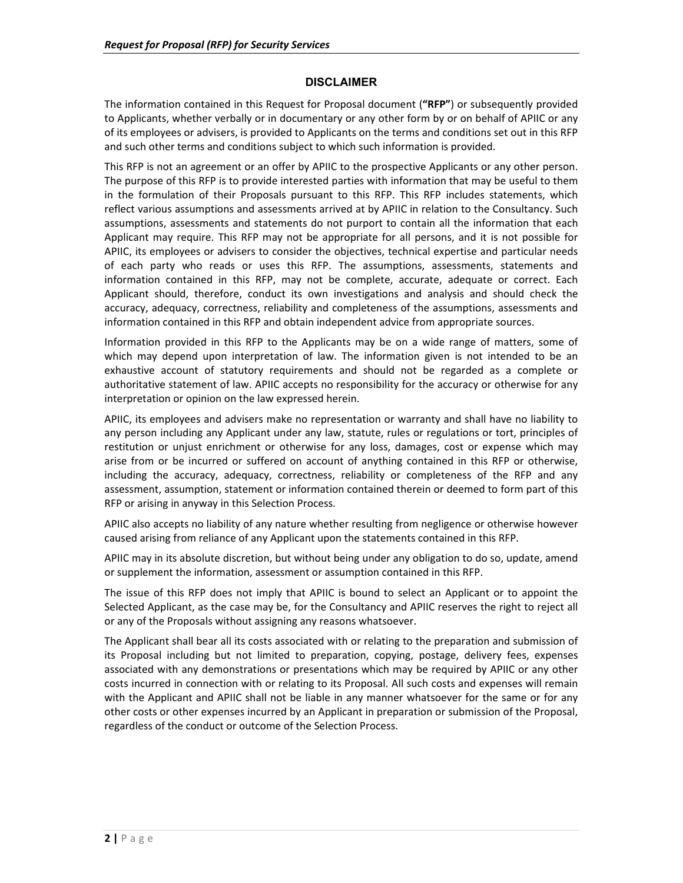## DISCLAIMER

The information contained in this Request for Proposal document (**"RFP"**) or subsequently provided to Applicants, whether verbally or in documentary or any other form by or on behalf of APIIC or any of its employees or advisers, is provided to Applicants on the terms and conditions set out in this RFP and such other terms and conditions subject to which such information is provided.

This RFP is not an agreement or an offer by APIIC to the prospective Applicants or any other person. The purpose of this RFP is to provide interested parties with information that may be useful to them in the formulation of their Proposals pursuant to this RFP. This RFP includes statements, which reflect various assumptions and assessments arrived at by APIIC in relation to the Consultancy. Such assumptions, assessments and statements do not purport to contain all the information that each Applicant may require. This RFP may not be appropriate for all persons, and it is not possible for APIIC, its employees or advisers to consider the objectives, technical expertise and particular needs of each party who reads or uses this RFP. The assumptions, assessments, statements and information contained in this RFP, may not be complete, accurate, adequate or correct. Each Applicant should, therefore, conduct its own investigations and analysis and should check the accuracy, adequacy, correctness, reliability and completeness of the assumptions, assessments and information contained in this RFP and obtain independent advice from appropriate sources.

Information provided in this RFP to the Applicants may be on a wide range of matters, some of which may depend upon interpretation of law. The information given is not intended to be an exhaustive account of statutory requirements and should not be regarded as a complete or authoritative statement of law. APIIC accepts no responsibility for the accuracy or otherwise for any interpretation or opinion on the law expressed herein.

APIIC, its employees and advisers make no representation or warranty and shall have no liability to any person including any Applicant under any law, statute, rules or regulations or tort, principles of restitution or unjust enrichment or otherwise for any loss, damages, cost or expense which may arise from or be incurred or suffered on account of anything contained in this RFP or otherwise, including the accuracy, adequacy, correctness, reliability or completeness of the RFP and any assessment, assumption, statement or information contained therein or deemed to form part of this RFP or arising in anyway in this Selection Process.

APIIC also accepts no liability of any nature whether resulting from negligence or otherwise however caused arising from reliance of any Applicant upon the statements contained in this RFP.

APIIC may in its absolute discretion, but without being under any obligation to do so, update, amend or supplement the information, assessment or assumption contained in this RFP.

The issue of this RFP does not imply that APIIC is bound to select an Applicant or to appoint the Selected Applicant, as the case may be, for the Consultancy and APIIC reserves the right to reject all or any of the Proposals without assigning any reasons whatsoever.

The Applicant shall bear all its costs associated with or relating to the preparation and submission of its Proposal including but not limited to preparation, copying, postage, delivery fees, expenses associated with any demonstrations or presentations which may be required by APIIC or any other costs incurred in connection with or relating to its Proposal. All such costs and expenses will remain with the Applicant and APIIC shall not be liable in any manner whatsoever for the same or for any other costs or other expenses incurred by an Applicant in preparation or submission of the Proposal, regardless of the conduct or outcome of the Selection Process.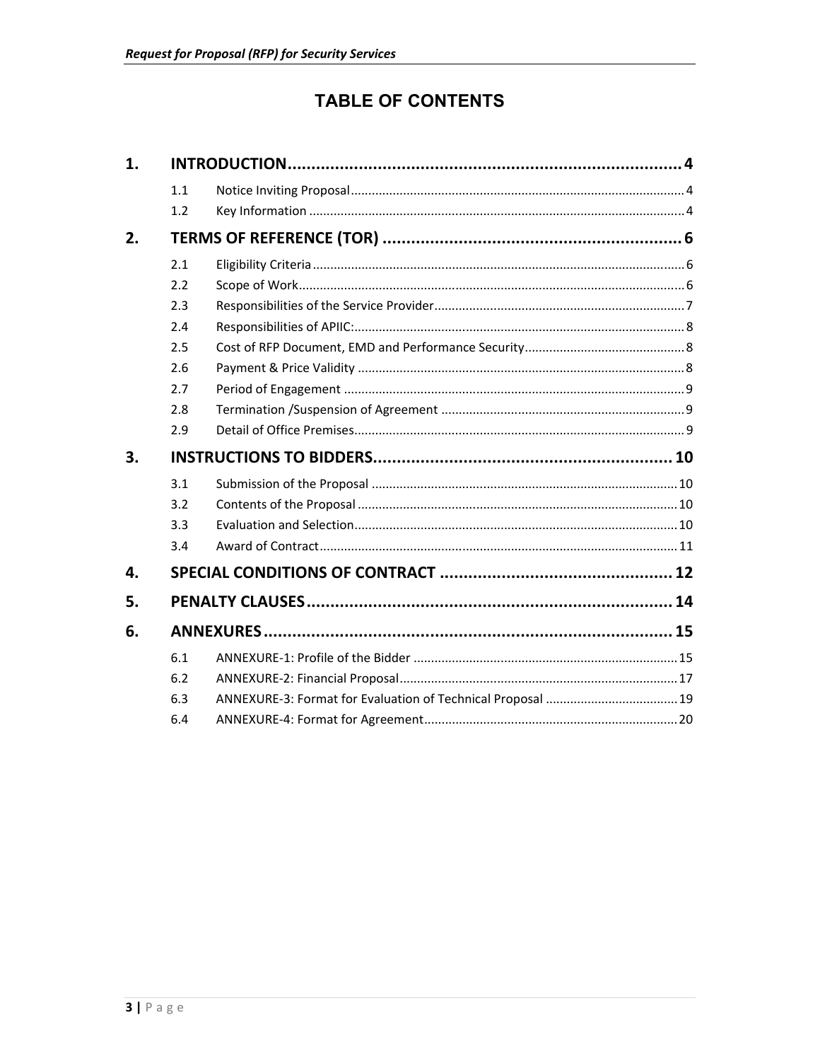# TABLE OF CONTENTS

| | | | |
|---|---|---|---|
| **1.** | **INTRODUCTION** | | **4** |
| | 1.1 | Notice Inviting Proposal | 4 |
| | 1.2 | Key Information | 4 |
| **2.** | **TERMS OF REFERENCE (TOR)** | | **6** |
| | 2.1 | Eligibility Criteria | 6 |
| | 2.2 | Scope of Work | 6 |
| | 2.3 | Responsibilities of the Service Provider | 7 |
| | 2.4 | Responsibilities of APIIC: | 8 |
| | 2.5 | Cost of RFP Document, EMD and Performance Security | 8 |
| | 2.6 | Payment & Price Validity | 8 |
| | 2.7 | Period of Engagement | 9 |
| | 2.8 | Termination /Suspension of Agreement | 9 |
| | 2.9 | Detail of Office Premises | 9 |
| **3.** | **INSTRUCTIONS TO BIDDERS** | | **10** |
| | 3.1 | Submission of the Proposal | 10 |
| | 3.2 | Contents of the Proposal | 10 |
| | 3.3 | Evaluation and Selection | 10 |
| | 3.4 | Award of Contract | 11 |
| **4.** | **SPECIAL CONDITIONS OF CONTRACT** | | **12** |
| **5.** | **PENALTY CLAUSES** | | **14** |
| **6.** | **ANNEXURES** | | **15** |
| | 6.1 | ANNEXURE-1: Profile of the Bidder | 15 |
| | 6.2 | ANNEXURE-2: Financial Proposal | 17 |
| | 6.3 | ANNEXURE-3: Format for Evaluation of Technical Proposal | 19 |
| | 6.4 | ANNEXURE-4: Format for Agreement | 20 |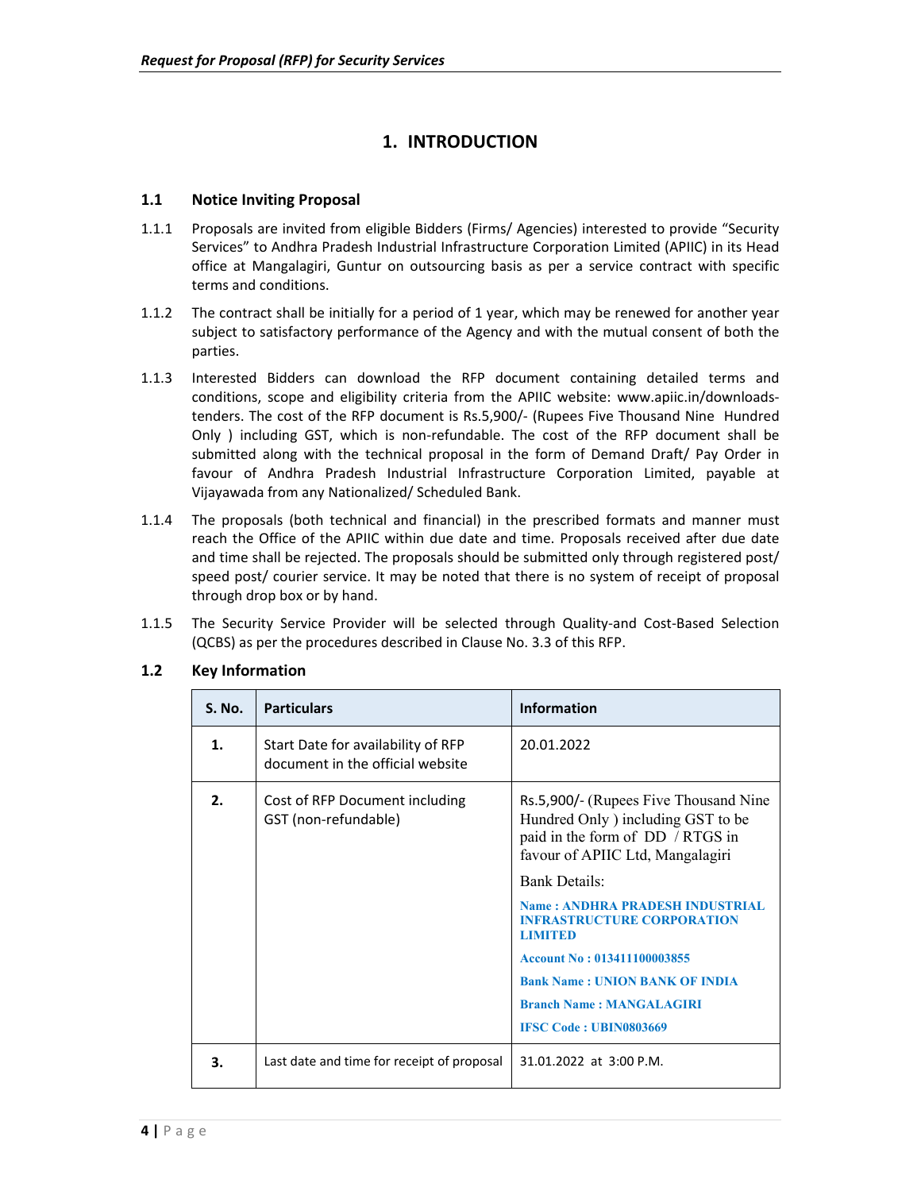# 1. INTRODUCTION

## 1.1 Notice Inviting Proposal

1.1.1 Proposals are invited from eligible Bidders (Firms/ Agencies) interested to provide "Security Services" to Andhra Pradesh Industrial Infrastructure Corporation Limited (APIIC) in its Head office at Mangalagiri, Guntur on outsourcing basis as per a service contract with specific terms and conditions.

1.1.2 The contract shall be initially for a period of 1 year, which may be renewed for another year subject to satisfactory performance of the Agency and with the mutual consent of both the parties.

1.1.3 Interested Bidders can download the RFP document containing detailed terms and conditions, scope and eligibility criteria from the APIIC website: www.apiic.in/downloads-tenders. The cost of the RFP document is Rs.5,900/- (Rupees Five Thousand Nine Hundred Only ) including GST, which is non-refundable. The cost of the RFP document shall be submitted along with the technical proposal in the form of Demand Draft/ Pay Order in favour of Andhra Pradesh Industrial Infrastructure Corporation Limited, payable at Vijayawada from any Nationalized/ Scheduled Bank.

1.1.4 The proposals (both technical and financial) in the prescribed formats and manner must reach the Office of the APIIC within due date and time. Proposals received after due date and time shall be rejected. The proposals should be submitted only through registered post/ speed post/ courier service. It may be noted that there is no system of receipt of proposal through drop box or by hand.

1.1.5 The Security Service Provider will be selected through Quality-and Cost-Based Selection (QCBS) as per the procedures described in Clause No. 3.3 of this RFP.

## 1.2 Key Information

| S. No. | Particulars | Information |
|---|---|---|
| 1. | Start Date for availability of RFP document in the official website | 20.01.2022 |
| 2. | Cost of RFP Document including GST (non-refundable) | Rs.5,900/- (Rupees Five Thousand Nine Hundred Only ) including GST to be paid in the form of DD / RTGS in favour of APIIC Ltd, Mangalagiri<br><br>Bank Details:<br><br>**Name : ANDHRA PRADESH INDUSTRIAL INFRASTRUCTURE CORPORATION LIMITED**<br><br>**Account No : 013411100003855**<br><br>**Bank Name : UNION BANK OF INDIA**<br><br>**Branch Name : MANGALAGIRI**<br><br>**IFSC Code : UBIN0803669** |
| 3. | Last date and time for receipt of proposal | 31.01.2022 at 3:00 P.M. |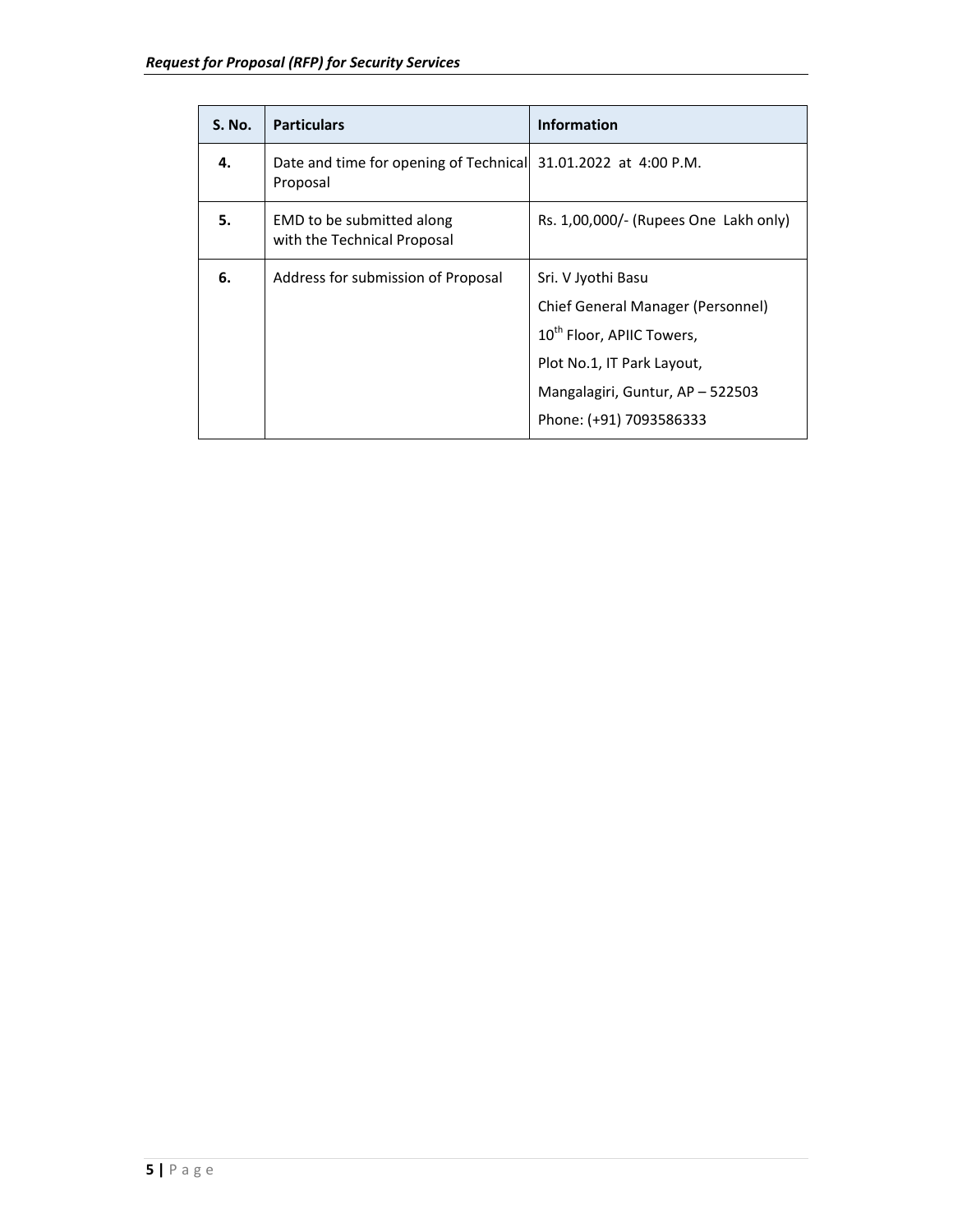| S. No. | Particulars | Information |
|---|---|---|
| 4. | Date and time for opening of Technical Proposal | 31.01.2022 at 4:00 P.M. |
| 5. | EMD to be submitted along with the Technical Proposal | Rs. 1,00,000/- (Rupees One Lakh only) |
| 6. | Address for submission of Proposal | Sri. V Jyothi Basu<br>Chief General Manager (Personnel)<br>10th Floor, APIIC Towers,<br>Plot No.1, IT Park Layout,<br>Mangalagiri, Guntur, AP – 522503<br>Phone: (+91) 7093586333 |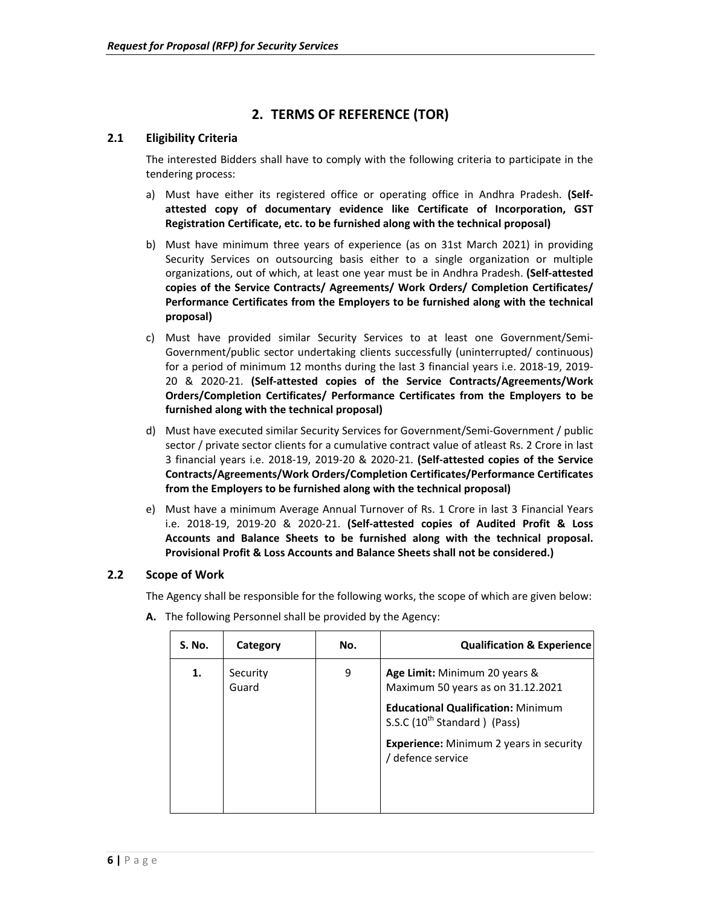## 2. TERMS OF REFERENCE (TOR)

### 2.1 Eligibility Criteria

The interested Bidders shall have to comply with the following criteria to participate in the tendering process:

a) Must have either its registered office or operating office in Andhra Pradesh. **(Self-attested copy of documentary evidence like Certificate of Incorporation, GST Registration Certificate, etc. to be furnished along with the technical proposal)**

b) Must have minimum three years of experience (as on 31st March 2021) in providing Security Services on outsourcing basis either to a single organization or multiple organizations, out of which, at least one year must be in Andhra Pradesh. **(Self-attested copies of the Service Contracts/ Agreements/ Work Orders/ Completion Certificates/ Performance Certificates from the Employers to be furnished along with the technical proposal)**

c) Must have provided similar Security Services to at least one Government/Semi-Government/public sector undertaking clients successfully (uninterrupted/ continuous) for a period of minimum 12 months during the last 3 financial years i.e. 2018-19, 2019-20 & 2020-21. **(Self-attested copies of the Service Contracts/Agreements/Work Orders/Completion Certificates/ Performance Certificates from the Employers to be furnished along with the technical proposal)**

d) Must have executed similar Security Services for Government/Semi-Government / public sector / private sector clients for a cumulative contract value of atleast Rs. 2 Crore in last 3 financial years i.e. 2018-19, 2019-20 & 2020-21. **(Self-attested copies of the Service Contracts/Agreements/Work Orders/Completion Certificates/Performance Certificates from the Employers to be furnished along with the technical proposal)**

e) Must have a minimum Average Annual Turnover of Rs. 1 Crore in last 3 Financial Years i.e. 2018-19, 2019-20 & 2020-21. **(Self-attested copies of Audited Profit & Loss Accounts and Balance Sheets to be furnished along with the technical proposal. Provisional Profit & Loss Accounts and Balance Sheets shall not be considered.)**

### 2.2 Scope of Work

The Agency shall be responsible for the following works, the scope of which are given below:

**A.** The following Personnel shall be provided by the Agency:

| S. No. | Category | No. | Qualification & Experience |
|---|---|---|---|
| **1.** | Security Guard | 9 | **Age Limit:** Minimum 20 years & Maximum 50 years as on 31.12.2021<br>**Educational Qualification:** Minimum S.S.C (10th Standard ) (Pass)<br>**Experience:** Minimum 2 years in security / defence service |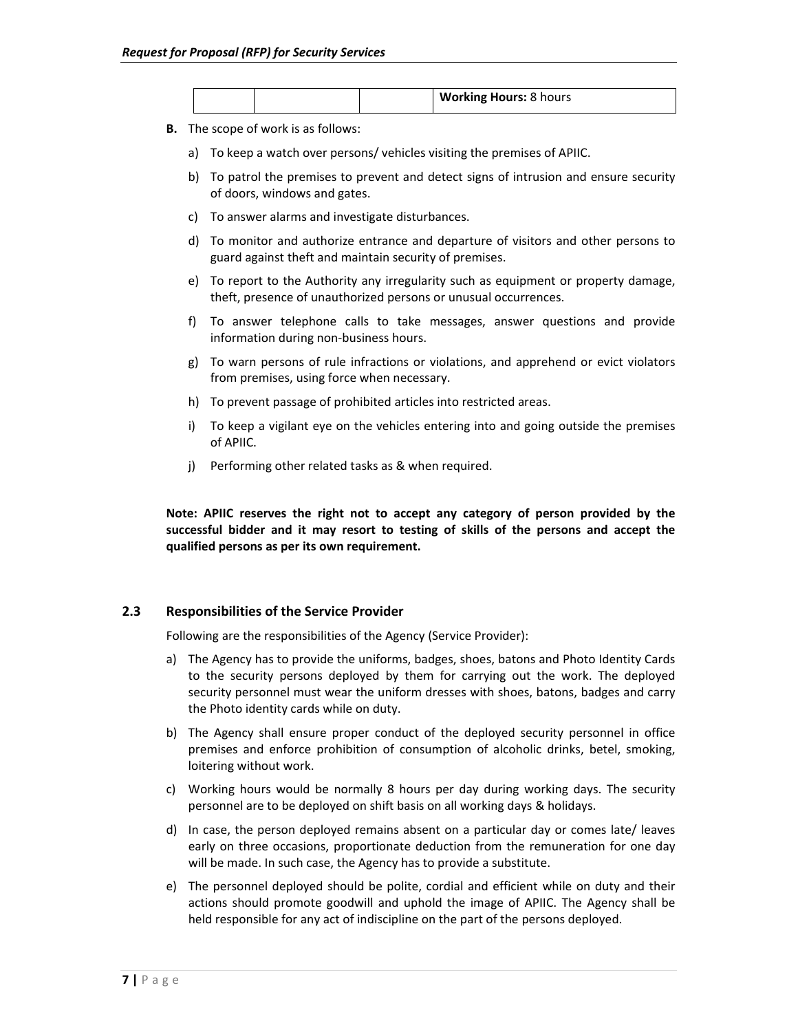|  |  |  | **Working Hours:** 8 hours |
|---|---|---|---|

**B.** The scope of work is as follows:

a) To keep a watch over persons/ vehicles visiting the premises of APIIC.

b) To patrol the premises to prevent and detect signs of intrusion and ensure security of doors, windows and gates.

c) To answer alarms and investigate disturbances.

d) To monitor and authorize entrance and departure of visitors and other persons to guard against theft and maintain security of premises.

e) To report to the Authority any irregularity such as equipment or property damage, theft, presence of unauthorized persons or unusual occurrences.

f) To answer telephone calls to take messages, answer questions and provide information during non-business hours.

g) To warn persons of rule infractions or violations, and apprehend or evict violators from premises, using force when necessary.

h) To prevent passage of prohibited articles into restricted areas.

i) To keep a vigilant eye on the vehicles entering into and going outside the premises of APIIC.

j) Performing other related tasks as & when required.

**Note: APIIC reserves the right not to accept any category of person provided by the successful bidder and it may resort to testing of skills of the persons and accept the qualified persons as per its own requirement.**

### 2.3 Responsibilities of the Service Provider

Following are the responsibilities of the Agency (Service Provider):

a) The Agency has to provide the uniforms, badges, shoes, batons and Photo Identity Cards to the security persons deployed by them for carrying out the work. The deployed security personnel must wear the uniform dresses with shoes, batons, badges and carry the Photo identity cards while on duty.

b) The Agency shall ensure proper conduct of the deployed security personnel in office premises and enforce prohibition of consumption of alcoholic drinks, betel, smoking, loitering without work.

c) Working hours would be normally 8 hours per day during working days. The security personnel are to be deployed on shift basis on all working days & holidays.

d) In case, the person deployed remains absent on a particular day or comes late/ leaves early on three occasions, proportionate deduction from the remuneration for one day will be made. In such case, the Agency has to provide a substitute.

e) The personnel deployed should be polite, cordial and efficient while on duty and their actions should promote goodwill and uphold the image of APIIC. The Agency shall be held responsible for any act of indiscipline on the part of the persons deployed.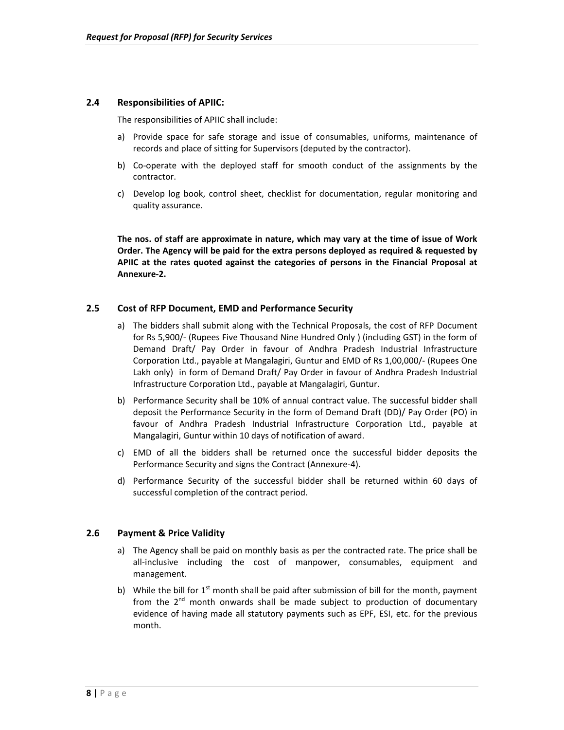### 2.4 Responsibilities of APIIC:

The responsibilities of APIIC shall include:

a) Provide space for safe storage and issue of consumables, uniforms, maintenance of records and place of sitting for Supervisors (deputed by the contractor).

b) Co-operate with the deployed staff for smooth conduct of the assignments by the contractor.

c) Develop log book, control sheet, checklist for documentation, regular monitoring and quality assurance.

**The nos. of staff are approximate in nature, which may vary at the time of issue of Work Order. The Agency will be paid for the extra persons deployed as required & requested by APIIC at the rates quoted against the categories of persons in the Financial Proposal at Annexure-2.**

### 2.5 Cost of RFP Document, EMD and Performance Security

a) The bidders shall submit along with the Technical Proposals, the cost of RFP Document for Rs 5,900/- (Rupees Five Thousand Nine Hundred Only ) (including GST) in the form of Demand Draft/ Pay Order in favour of Andhra Pradesh Industrial Infrastructure Corporation Ltd., payable at Mangalagiri, Guntur and EMD of Rs 1,00,000/- (Rupees One Lakh only) in form of Demand Draft/ Pay Order in favour of Andhra Pradesh Industrial Infrastructure Corporation Ltd., payable at Mangalagiri, Guntur.

b) Performance Security shall be 10% of annual contract value. The successful bidder shall deposit the Performance Security in the form of Demand Draft (DD)/ Pay Order (PO) in favour of Andhra Pradesh Industrial Infrastructure Corporation Ltd., payable at Mangalagiri, Guntur within 10 days of notification of award.

c) EMD of all the bidders shall be returned once the successful bidder deposits the Performance Security and signs the Contract (Annexure-4).

d) Performance Security of the successful bidder shall be returned within 60 days of successful completion of the contract period.

### 2.6 Payment & Price Validity

a) The Agency shall be paid on monthly basis as per the contracted rate. The price shall be all-inclusive including the cost of manpower, consumables, equipment and management.

b) While the bill for 1st month shall be paid after submission of bill for the month, payment from the 2nd month onwards shall be made subject to production of documentary evidence of having made all statutory payments such as EPF, ESI, etc. for the previous month.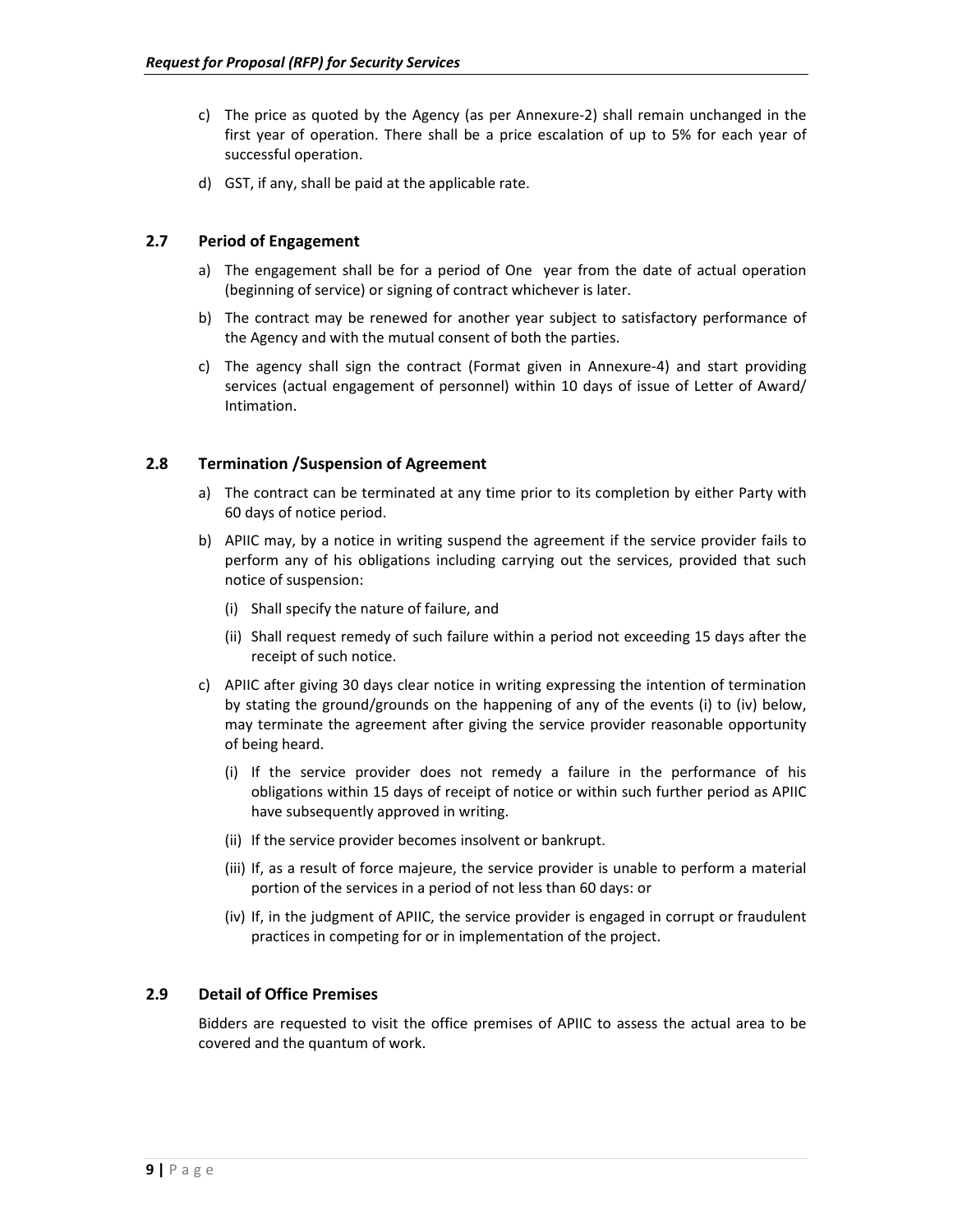c) The price as quoted by the Agency (as per Annexure-2) shall remain unchanged in the first year of operation. There shall be a price escalation of up to 5% for each year of successful operation.

d) GST, if any, shall be paid at the applicable rate.

### 2.7 Period of Engagement

a) The engagement shall be for a period of One year from the date of actual operation (beginning of service) or signing of contract whichever is later.

b) The contract may be renewed for another year subject to satisfactory performance of the Agency and with the mutual consent of both the parties.

c) The agency shall sign the contract (Format given in Annexure-4) and start providing services (actual engagement of personnel) within 10 days of issue of Letter of Award/ Intimation.

### 2.8 Termination /Suspension of Agreement

a) The contract can be terminated at any time prior to its completion by either Party with 60 days of notice period.

b) APIIC may, by a notice in writing suspend the agreement if the service provider fails to perform any of his obligations including carrying out the services, provided that such notice of suspension:

   (i) Shall specify the nature of failure, and

   (ii) Shall request remedy of such failure within a period not exceeding 15 days after the receipt of such notice.

c) APIIC after giving 30 days clear notice in writing expressing the intention of termination by stating the ground/grounds on the happening of any of the events (i) to (iv) below, may terminate the agreement after giving the service provider reasonable opportunity of being heard.

   (i) If the service provider does not remedy a failure in the performance of his obligations within 15 days of receipt of notice or within such further period as APIIC have subsequently approved in writing.

   (ii) If the service provider becomes insolvent or bankrupt.

   (iii) If, as a result of force majeure, the service provider is unable to perform a material portion of the services in a period of not less than 60 days: or

   (iv) If, in the judgment of APIIC, the service provider is engaged in corrupt or fraudulent practices in competing for or in implementation of the project.

### 2.9 Detail of Office Premises

Bidders are requested to visit the office premises of APIIC to assess the actual area to be covered and the quantum of work.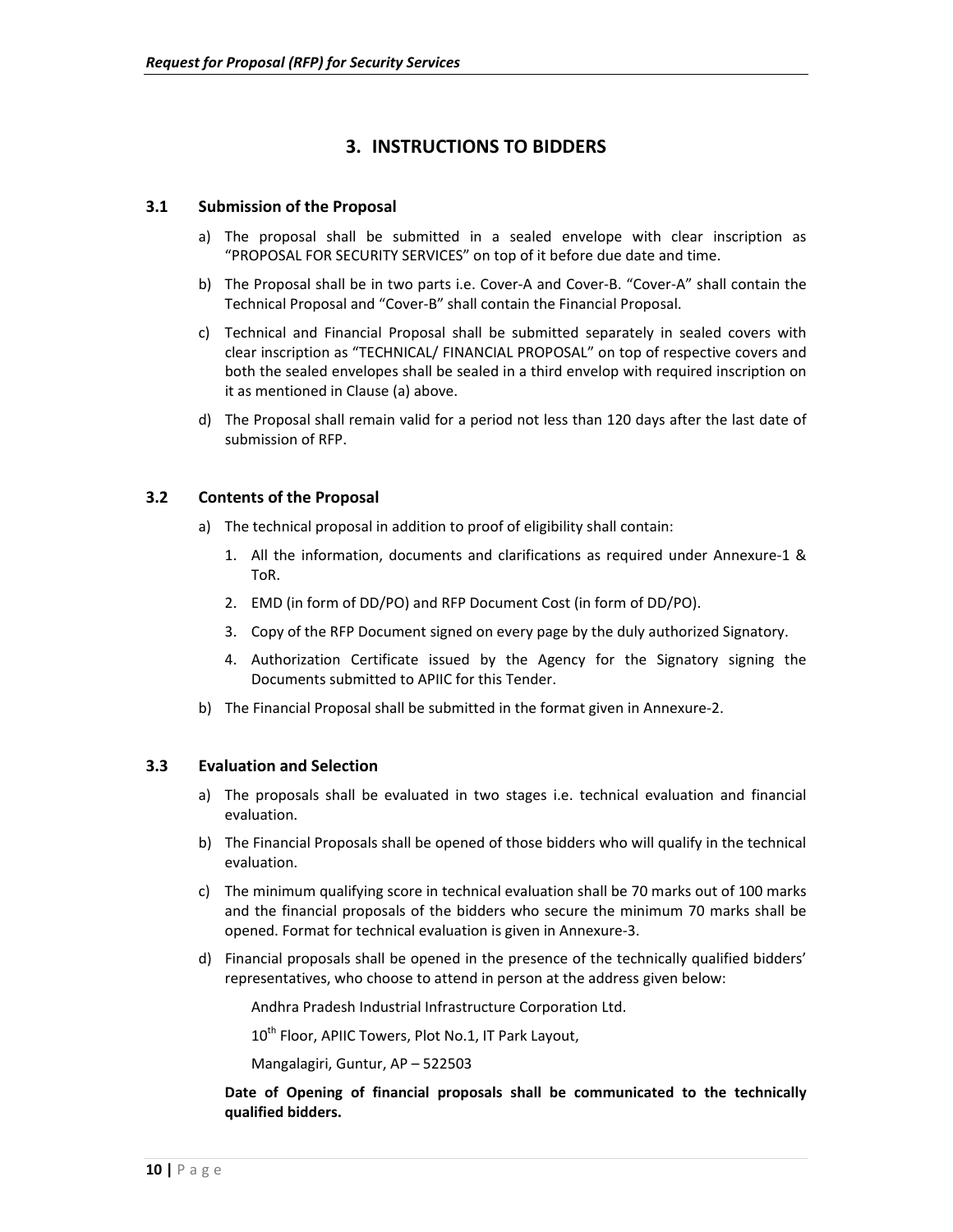# 3. INSTRUCTIONS TO BIDDERS

## 3.1 Submission of the Proposal

a) The proposal shall be submitted in a sealed envelope with clear inscription as "PROPOSAL FOR SECURITY SERVICES" on top of it before due date and time.

b) The Proposal shall be in two parts i.e. Cover-A and Cover-B. "Cover-A" shall contain the Technical Proposal and "Cover-B" shall contain the Financial Proposal.

c) Technical and Financial Proposal shall be submitted separately in sealed covers with clear inscription as "TECHNICAL/ FINANCIAL PROPOSAL" on top of respective covers and both the sealed envelopes shall be sealed in a third envelop with required inscription on it as mentioned in Clause (a) above.

d) The Proposal shall remain valid for a period not less than 120 days after the last date of submission of RFP.

## 3.2 Contents of the Proposal

a) The technical proposal in addition to proof of eligibility shall contain:

1. All the information, documents and clarifications as required under Annexure-1 & ToR.
2. EMD (in form of DD/PO) and RFP Document Cost (in form of DD/PO).
3. Copy of the RFP Document signed on every page by the duly authorized Signatory.
4. Authorization Certificate issued by the Agency for the Signatory signing the Documents submitted to APIIC for this Tender.

b) The Financial Proposal shall be submitted in the format given in Annexure-2.

## 3.3 Evaluation and Selection

a) The proposals shall be evaluated in two stages i.e. technical evaluation and financial evaluation.

b) The Financial Proposals shall be opened of those bidders who will qualify in the technical evaluation.

c) The minimum qualifying score in technical evaluation shall be 70 marks out of 100 marks and the financial proposals of the bidders who secure the minimum 70 marks shall be opened. Format for technical evaluation is given in Annexure-3.

d) Financial proposals shall be opened in the presence of the technically qualified bidders' representatives, who choose to attend in person at the address given below:

Andhra Pradesh Industrial Infrastructure Corporation Ltd.

10th Floor, APIIC Towers, Plot No.1, IT Park Layout,

Mangalagiri, Guntur, AP – 522503

**Date of Opening of financial proposals shall be communicated to the technically qualified bidders.**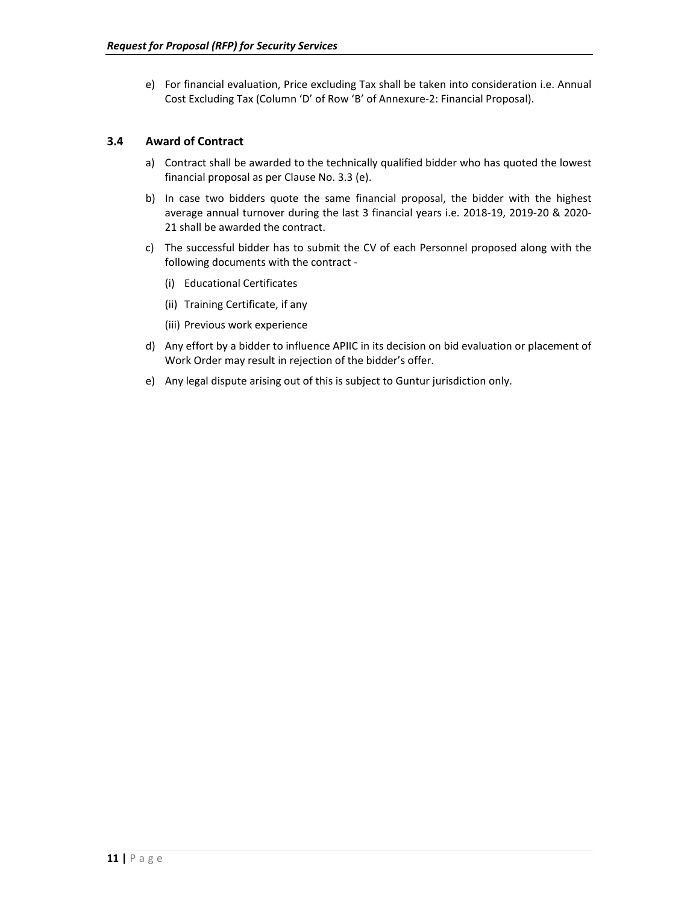e) For financial evaluation, Price excluding Tax shall be taken into consideration i.e. Annual Cost Excluding Tax (Column 'D' of Row 'B' of Annexure-2: Financial Proposal).

### 3.4 Award of Contract

a) Contract shall be awarded to the technically qualified bidder who has quoted the lowest financial proposal as per Clause No. 3.3 (e).

b) In case two bidders quote the same financial proposal, the bidder with the highest average annual turnover during the last 3 financial years i.e. 2018-19, 2019-20 & 2020-21 shall be awarded the contract.

c) The successful bidder has to submit the CV of each Personnel proposed along with the following documents with the contract -

   (i) Educational Certificates

   (ii) Training Certificate, if any

   (iii) Previous work experience

d) Any effort by a bidder to influence APIIC in its decision on bid evaluation or placement of Work Order may result in rejection of the bidder's offer.

e) Any legal dispute arising out of this is subject to Guntur jurisdiction only.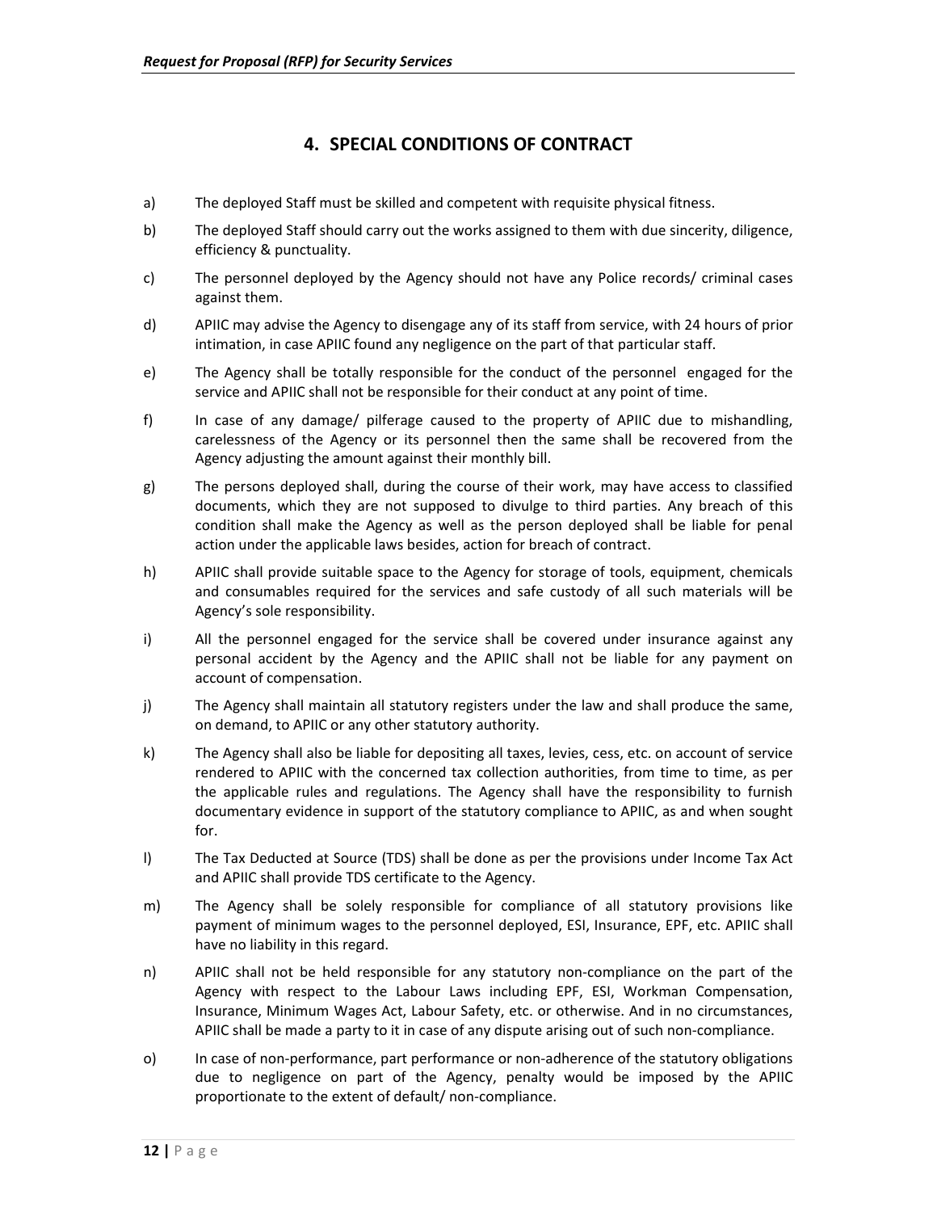## 4. SPECIAL CONDITIONS OF CONTRACT

a) The deployed Staff must be skilled and competent with requisite physical fitness.

b) The deployed Staff should carry out the works assigned to them with due sincerity, diligence, efficiency & punctuality.

c) The personnel deployed by the Agency should not have any Police records/ criminal cases against them.

d) APIIC may advise the Agency to disengage any of its staff from service, with 24 hours of prior intimation, in case APIIC found any negligence on the part of that particular staff.

e) The Agency shall be totally responsible for the conduct of the personnel engaged for the service and APIIC shall not be responsible for their conduct at any point of time.

f) In case of any damage/ pilferage caused to the property of APIIC due to mishandling, carelessness of the Agency or its personnel then the same shall be recovered from the Agency adjusting the amount against their monthly bill.

g) The persons deployed shall, during the course of their work, may have access to classified documents, which they are not supposed to divulge to third parties. Any breach of this condition shall make the Agency as well as the person deployed shall be liable for penal action under the applicable laws besides, action for breach of contract.

h) APIIC shall provide suitable space to the Agency for storage of tools, equipment, chemicals and consumables required for the services and safe custody of all such materials will be Agency's sole responsibility.

i) All the personnel engaged for the service shall be covered under insurance against any personal accident by the Agency and the APIIC shall not be liable for any payment on account of compensation.

j) The Agency shall maintain all statutory registers under the law and shall produce the same, on demand, to APIIC or any other statutory authority.

k) The Agency shall also be liable for depositing all taxes, levies, cess, etc. on account of service rendered to APIIC with the concerned tax collection authorities, from time to time, as per the applicable rules and regulations. The Agency shall have the responsibility to furnish documentary evidence in support of the statutory compliance to APIIC, as and when sought for.

l) The Tax Deducted at Source (TDS) shall be done as per the provisions under Income Tax Act and APIIC shall provide TDS certificate to the Agency.

m) The Agency shall be solely responsible for compliance of all statutory provisions like payment of minimum wages to the personnel deployed, ESI, Insurance, EPF, etc. APIIC shall have no liability in this regard.

n) APIIC shall not be held responsible for any statutory non-compliance on the part of the Agency with respect to the Labour Laws including EPF, ESI, Workman Compensation, Insurance, Minimum Wages Act, Labour Safety, etc. or otherwise. And in no circumstances, APIIC shall be made a party to it in case of any dispute arising out of such non-compliance.

o) In case of non-performance, part performance or non-adherence of the statutory obligations due to negligence on part of the Agency, penalty would be imposed by the APIIC proportionate to the extent of default/ non-compliance.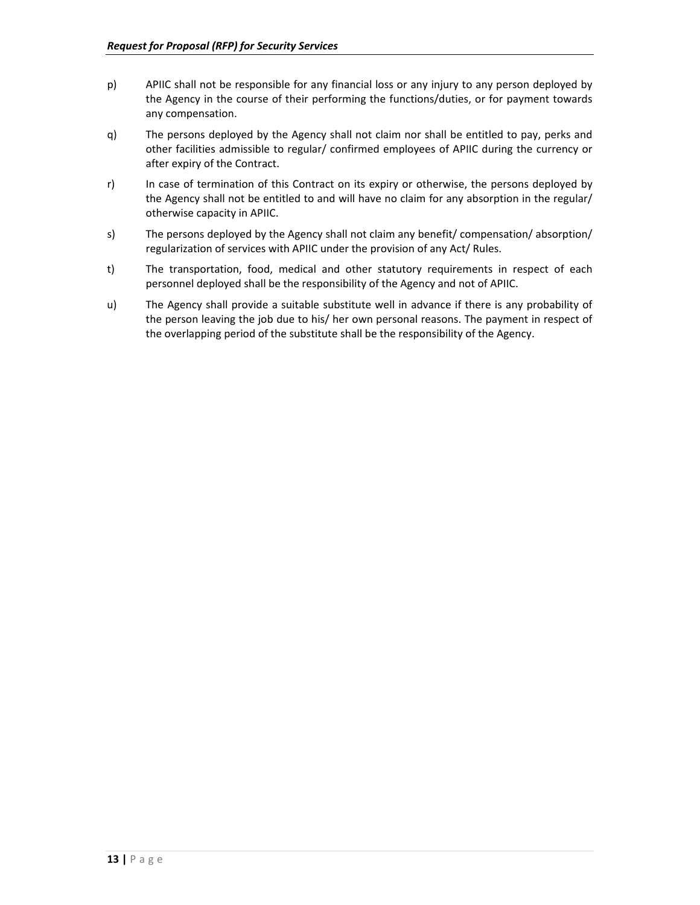p) APIIC shall not be responsible for any financial loss or any injury to any person deployed by the Agency in the course of their performing the functions/duties, or for payment towards any compensation.

q) The persons deployed by the Agency shall not claim nor shall be entitled to pay, perks and other facilities admissible to regular/ confirmed employees of APIIC during the currency or after expiry of the Contract.

r) In case of termination of this Contract on its expiry or otherwise, the persons deployed by the Agency shall not be entitled to and will have no claim for any absorption in the regular/ otherwise capacity in APIIC.

s) The persons deployed by the Agency shall not claim any benefit/ compensation/ absorption/ regularization of services with APIIC under the provision of any Act/ Rules.

t) The transportation, food, medical and other statutory requirements in respect of each personnel deployed shall be the responsibility of the Agency and not of APIIC.

u) The Agency shall provide a suitable substitute well in advance if there is any probability of the person leaving the job due to his/ her own personal reasons. The payment in respect of the overlapping period of the substitute shall be the responsibility of the Agency.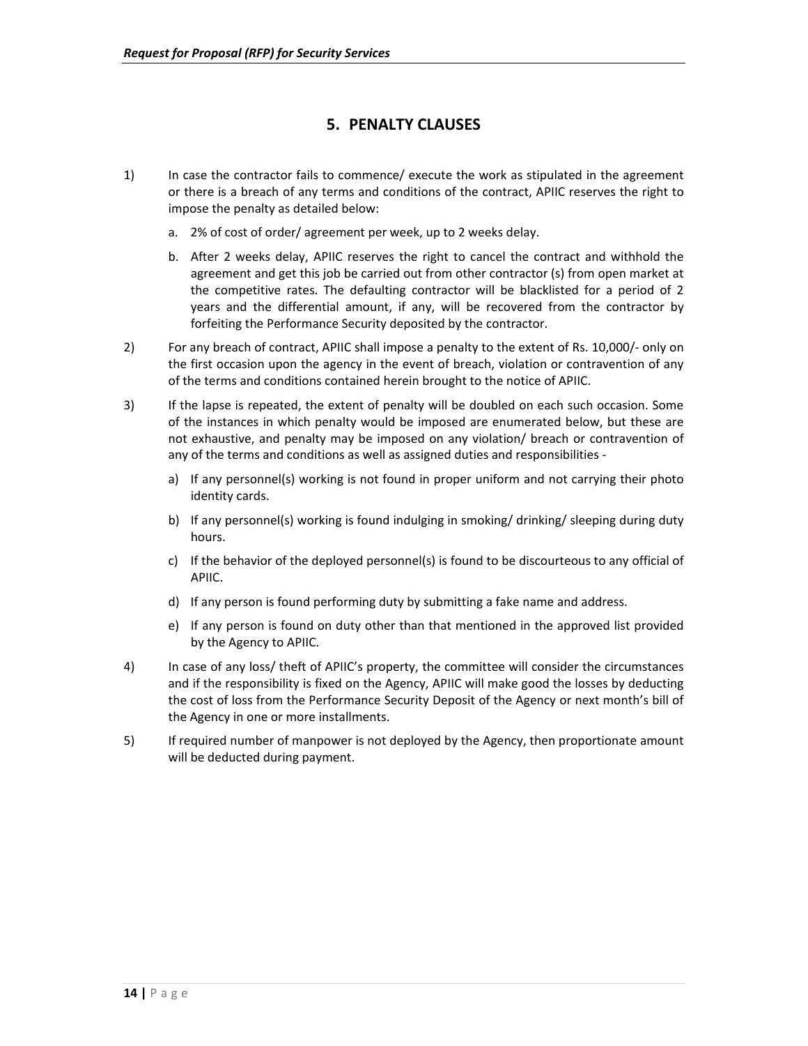## 5. PENALTY CLAUSES

1) In case the contractor fails to commence/ execute the work as stipulated in the agreement or there is a breach of any terms and conditions of the contract, APIIC reserves the right to impose the penalty as detailed below:

   a. 2% of cost of order/ agreement per week, up to 2 weeks delay.

   b. After 2 weeks delay, APIIC reserves the right to cancel the contract and withhold the agreement and get this job be carried out from other contractor (s) from open market at the competitive rates. The defaulting contractor will be blacklisted for a period of 2 years and the differential amount, if any, will be recovered from the contractor by forfeiting the Performance Security deposited by the contractor.

2) For any breach of contract, APIIC shall impose a penalty to the extent of Rs. 10,000/- only on the first occasion upon the agency in the event of breach, violation or contravention of any of the terms and conditions contained herein brought to the notice of APIIC.

3) If the lapse is repeated, the extent of penalty will be doubled on each such occasion. Some of the instances in which penalty would be imposed are enumerated below, but these are not exhaustive, and penalty may be imposed on any violation/ breach or contravention of any of the terms and conditions as well as assigned duties and responsibilities -

   a) If any personnel(s) working is not found in proper uniform and not carrying their photo identity cards.

   b) If any personnel(s) working is found indulging in smoking/ drinking/ sleeping during duty hours.

   c) If the behavior of the deployed personnel(s) is found to be discourteous to any official of APIIC.

   d) If any person is found performing duty by submitting a fake name and address.

   e) If any person is found on duty other than that mentioned in the approved list provided by the Agency to APIIC.

4) In case of any loss/ theft of APIIC's property, the committee will consider the circumstances and if the responsibility is fixed on the Agency, APIIC will make good the losses by deducting the cost of loss from the Performance Security Deposit of the Agency or next month's bill of the Agency in one or more installments.

5) If required number of manpower is not deployed by the Agency, then proportionate amount will be deducted during payment.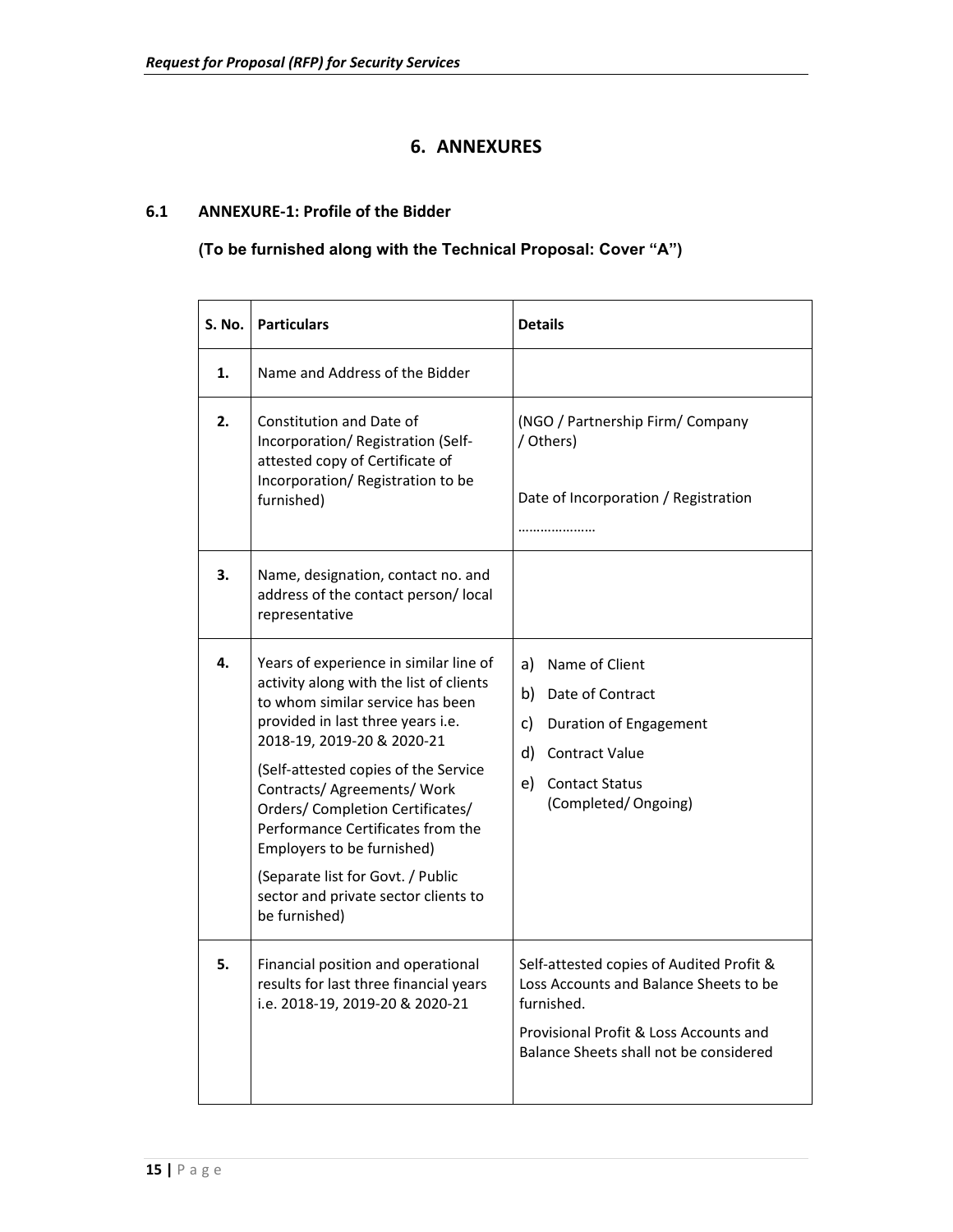# 6. ANNEXURES

## 6.1 ANNEXURE-1: Profile of the Bidder

**(To be furnished along with the Technical Proposal: Cover "A")**

| S. No. | Particulars | Details |
|---|---|---|
| **1.** | Name and Address of the Bidder | |
| **2.** | Constitution and Date of Incorporation/ Registration (Self-attested copy of Certificate of Incorporation/ Registration to be furnished) | (NGO / Partnership Firm/ Company / Others)<br><br>Date of Incorporation / Registration<br><br>………………… |
| **3.** | Name, designation, contact no. and address of the contact person/ local representative | |
| **4.** | Years of experience in similar line of activity along with the list of clients to whom similar service has been provided in last three years i.e. 2018-19, 2019-20 & 2020-21<br><br>(Self-attested copies of the Service Contracts/ Agreements/ Work Orders/ Completion Certificates/ Performance Certificates from the Employers to be furnished)<br><br>(Separate list for Govt. / Public sector and private sector clients to be furnished) | a) Name of Client<br>b) Date of Contract<br>c) Duration of Engagement<br>d) Contract Value<br>e) Contact Status (Completed/ Ongoing) |
| **5.** | Financial position and operational results for last three financial years i.e. 2018-19, 2019-20 & 2020-21 | Self-attested copies of Audited Profit & Loss Accounts and Balance Sheets to be furnished.<br><br>Provisional Profit & Loss Accounts and Balance Sheets shall not be considered |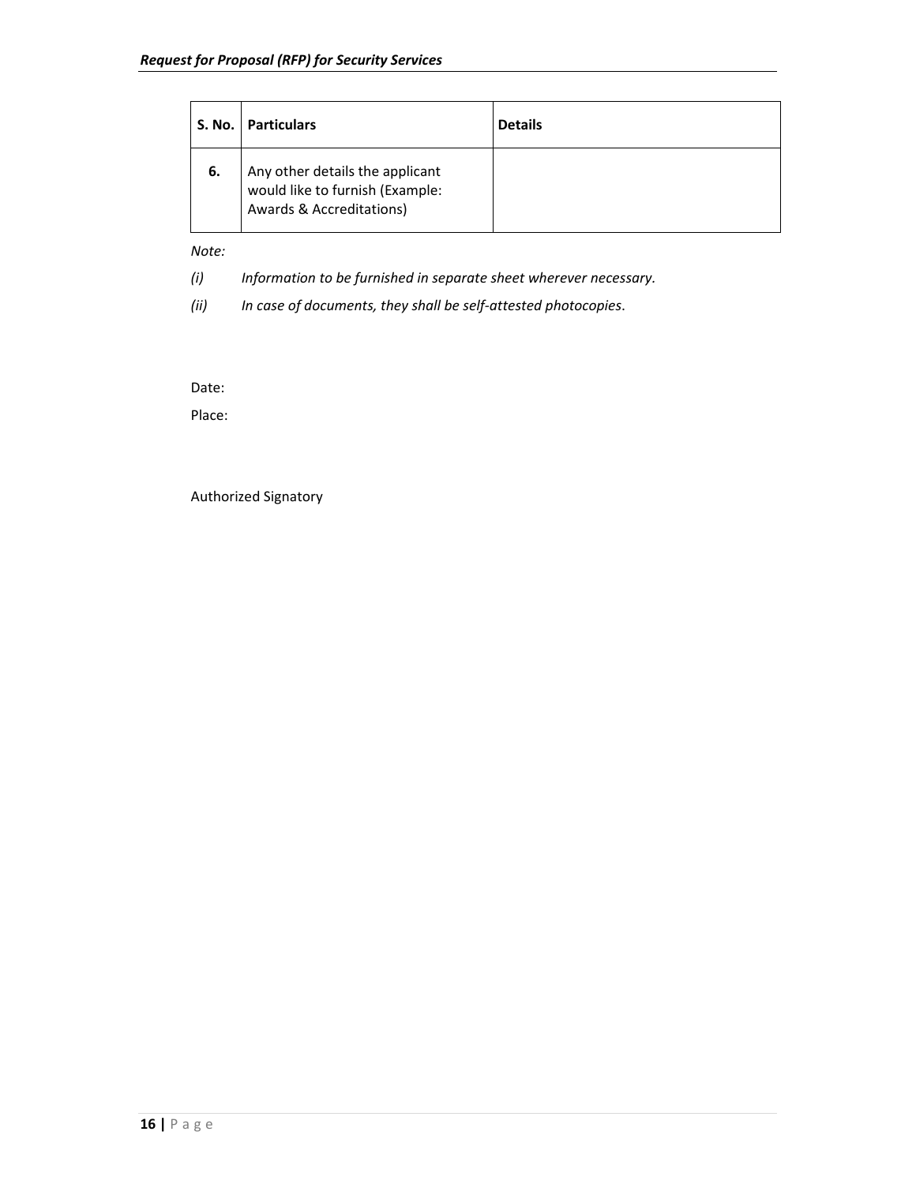| S. No. | Particulars | Details |
|---|---|---|
| **6.** | Any other details the applicant would like to furnish (Example: Awards & Accreditations) | |

*Note:*

*(i)* *Information to be furnished in separate sheet wherever necessary.*

*(ii)* *In case of documents, they shall be self-attested photocopies.*

Date:

Place:

Authorized Signatory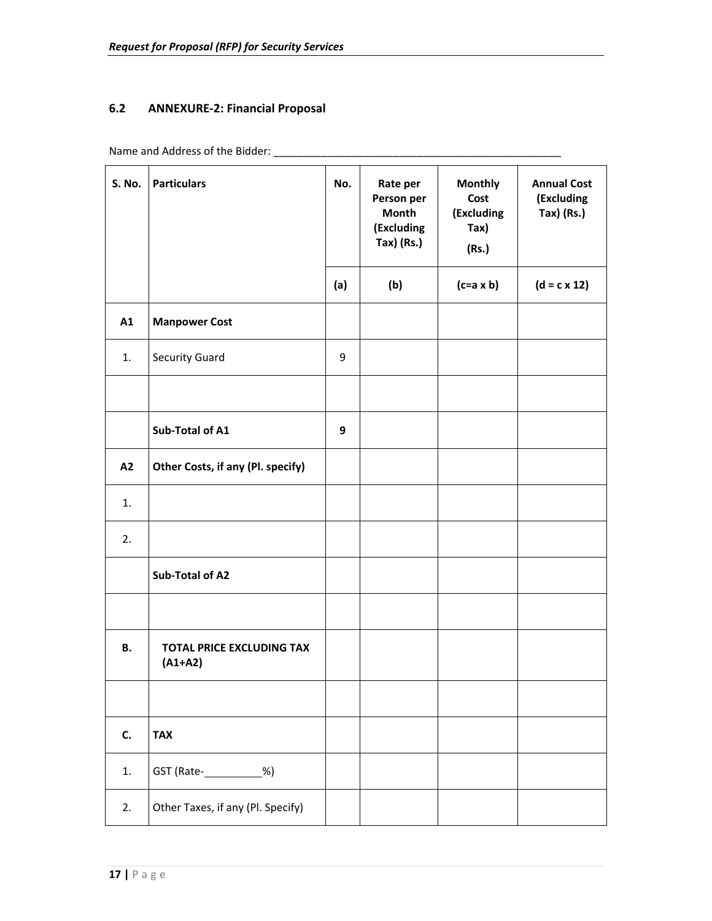## 6.2 ANNEXURE-2: Financial Proposal

Name and Address of the Bidder: ___________________________________________________

| S. No. | Particulars | No. | Rate per Person per Month (Excluding Tax) (Rs.) | Monthly Cost (Excluding Tax) (Rs.) | Annual Cost (Excluding Tax) (Rs.) |
|---|---|---|---|---|---|
| | | (a) | (b) | (c=a x b) | (d = c x 12) |
| **A1** | **Manpower Cost** | | | | |
| 1. | Security Guard | 9 | | | |
| | | | | | |
| | **Sub-Total of A1** | **9** | | | |
| **A2** | **Other Costs, if any (Pl. specify)** | | | | |
| 1. | | | | | |
| 2. | | | | | |
| | **Sub-Total of A2** | | | | |
| | | | | | |
| **B.** | **TOTAL PRICE EXCLUDING TAX (A1+A2)** | | | | |
| | | | | | |
| **C.** | **TAX** | | | | |
| 1. | GST (Rate-__________%) | | | | |
| 2. | Other Taxes, if any (Pl. Specify) | | | | |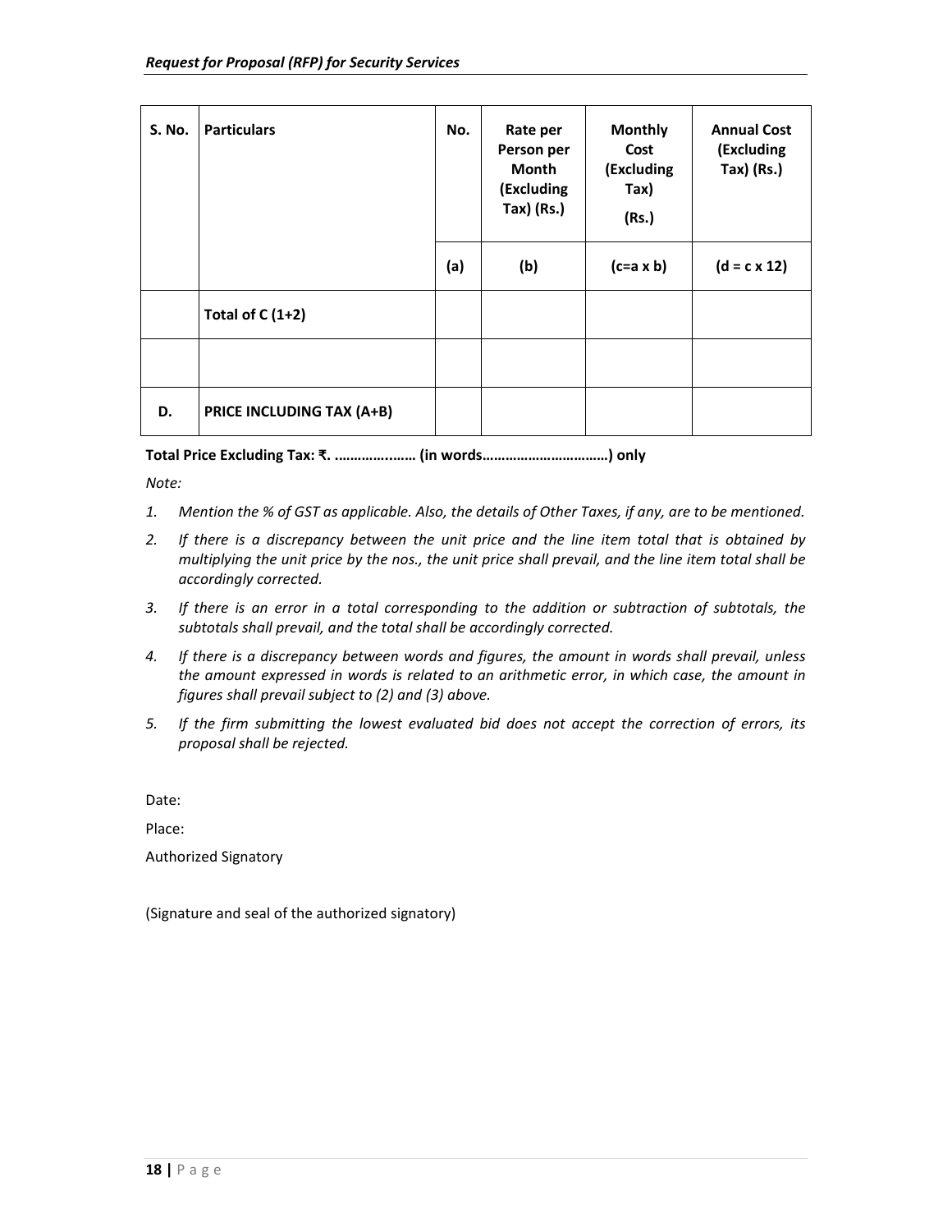| S. No. | Particulars | No. | Rate per Person per Month (Excluding Tax) (Rs.) | Monthly Cost (Excluding Tax) (Rs.) | Annual Cost (Excluding Tax) (Rs.) |
|---|---|---|---|---|---|
| | | (a) | (b) | (c=a x b) | (d = c x 12) |
| | **Total of C (1+2)** | | | | |
| | | | | | |
| **D.** | **PRICE INCLUDING TAX (A+B)** | | | | |

**Total Price Excluding Tax: ₹. …………..…… (in words……………………………) only**

*Note:*

1. *Mention the % of GST as applicable. Also, the details of Other Taxes, if any, are to be mentioned.*
2. *If there is a discrepancy between the unit price and the line item total that is obtained by multiplying the unit price by the nos., the unit price shall prevail, and the line item total shall be accordingly corrected.*
3. *If there is an error in a total corresponding to the addition or subtraction of subtotals, the subtotals shall prevail, and the total shall be accordingly corrected.*
4. *If there is a discrepancy between words and figures, the amount in words shall prevail, unless the amount expressed in words is related to an arithmetic error, in which case, the amount in figures shall prevail subject to (2) and (3) above.*
5. *If the firm submitting the lowest evaluated bid does not accept the correction of errors, its proposal shall be rejected.*

Date:

Place:

Authorized Signatory

(Signature and seal of the authorized signatory)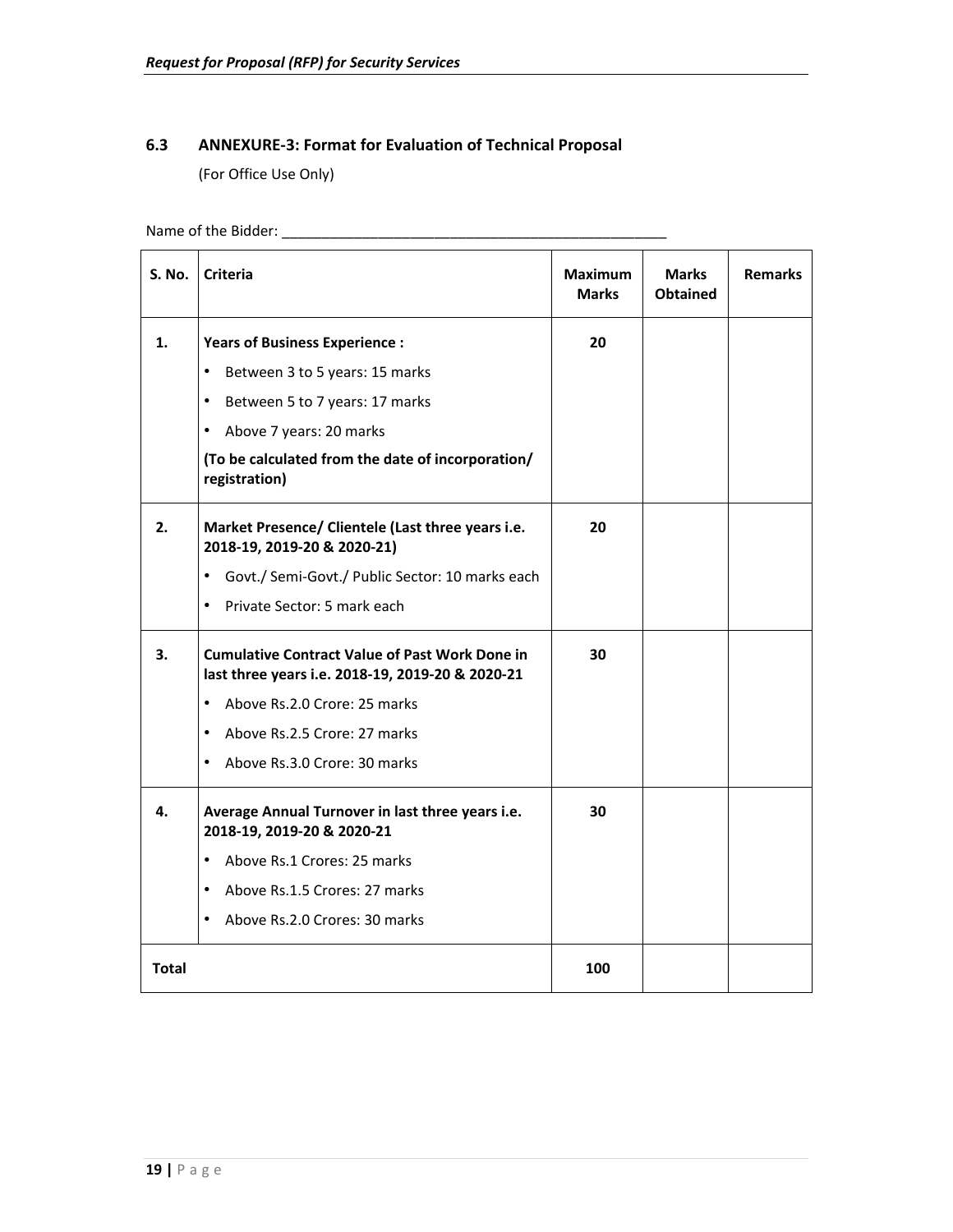### 6.3 ANNEXURE-3: Format for Evaluation of Technical Proposal

(For Office Use Only)

Name of the Bidder: ________________________________________________

| S. No. | Criteria | Maximum Marks | Marks Obtained | Remarks |
|---|---|---|---|---|
| 1. | **Years of Business Experience :**<br>• Between 3 to 5 years: 15 marks<br>• Between 5 to 7 years: 17 marks<br>• Above 7 years: 20 marks<br>**(To be calculated from the date of incorporation/ registration)** | 20 | | |
| 2. | **Market Presence/ Clientele (Last three years i.e. 2018-19, 2019-20 & 2020-21)**<br>• Govt./ Semi-Govt./ Public Sector: 10 marks each<br>• Private Sector: 5 mark each | 20 | | |
| 3. | **Cumulative Contract Value of Past Work Done in last three years i.e. 2018-19, 2019-20 & 2020-21**<br>• Above Rs.2.0 Crore: 25 marks<br>• Above Rs.2.5 Crore: 27 marks<br>• Above Rs.3.0 Crore: 30 marks | 30 | | |
| 4. | **Average Annual Turnover in last three years i.e. 2018-19, 2019-20 & 2020-21**<br>• Above Rs.1 Crores: 25 marks<br>• Above Rs.1.5 Crores: 27 marks<br>• Above Rs.2.0 Crores: 30 marks | 30 | | |
| **Total** | | 100 | | |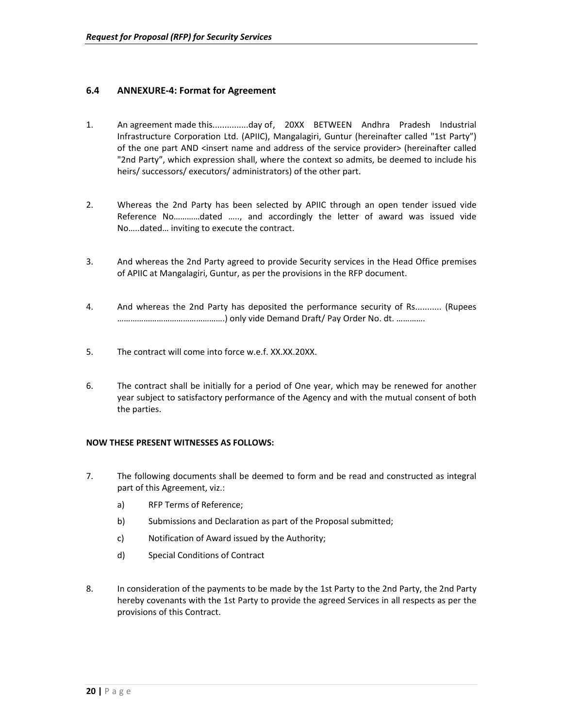### 6.4 ANNEXURE-4: Format for Agreement

1. An agreement made this...............day of, 20XX BETWEEN Andhra Pradesh Industrial Infrastructure Corporation Ltd. (APIIC), Mangalagiri, Guntur (hereinafter called "1st Party") of the one part AND <insert name and address of the service provider> (hereinafter called "2nd Party", which expression shall, where the context so admits, be deemed to include his heirs/ successors/ executors/ administrators) of the other part.

2. Whereas the 2nd Party has been selected by APIIC through an open tender issued vide Reference No…………dated ….., and accordingly the letter of award was issued vide No…..dated… inviting to execute the contract.

3. And whereas the 2nd Party agreed to provide Security services in the Head Office premises of APIIC at Mangalagiri, Guntur, as per the provisions in the RFP document.

4. And whereas the 2nd Party has deposited the performance security of Rs........... (Rupees ………………………………………..) only vide Demand Draft/ Pay Order No. dt. ………….

5. The contract will come into force w.e.f. XX.XX.20XX.

6. The contract shall be initially for a period of One year, which may be renewed for another year subject to satisfactory performance of the Agency and with the mutual consent of both the parties.

**NOW THESE PRESENT WITNESSES AS FOLLOWS:**

7. The following documents shall be deemed to form and be read and constructed as integral part of this Agreement, viz.:
   a) RFP Terms of Reference;
   b) Submissions and Declaration as part of the Proposal submitted;
   c) Notification of Award issued by the Authority;
   d) Special Conditions of Contract

8. In consideration of the payments to be made by the 1st Party to the 2nd Party, the 2nd Party hereby covenants with the 1st Party to provide the agreed Services in all respects as per the provisions of this Contract.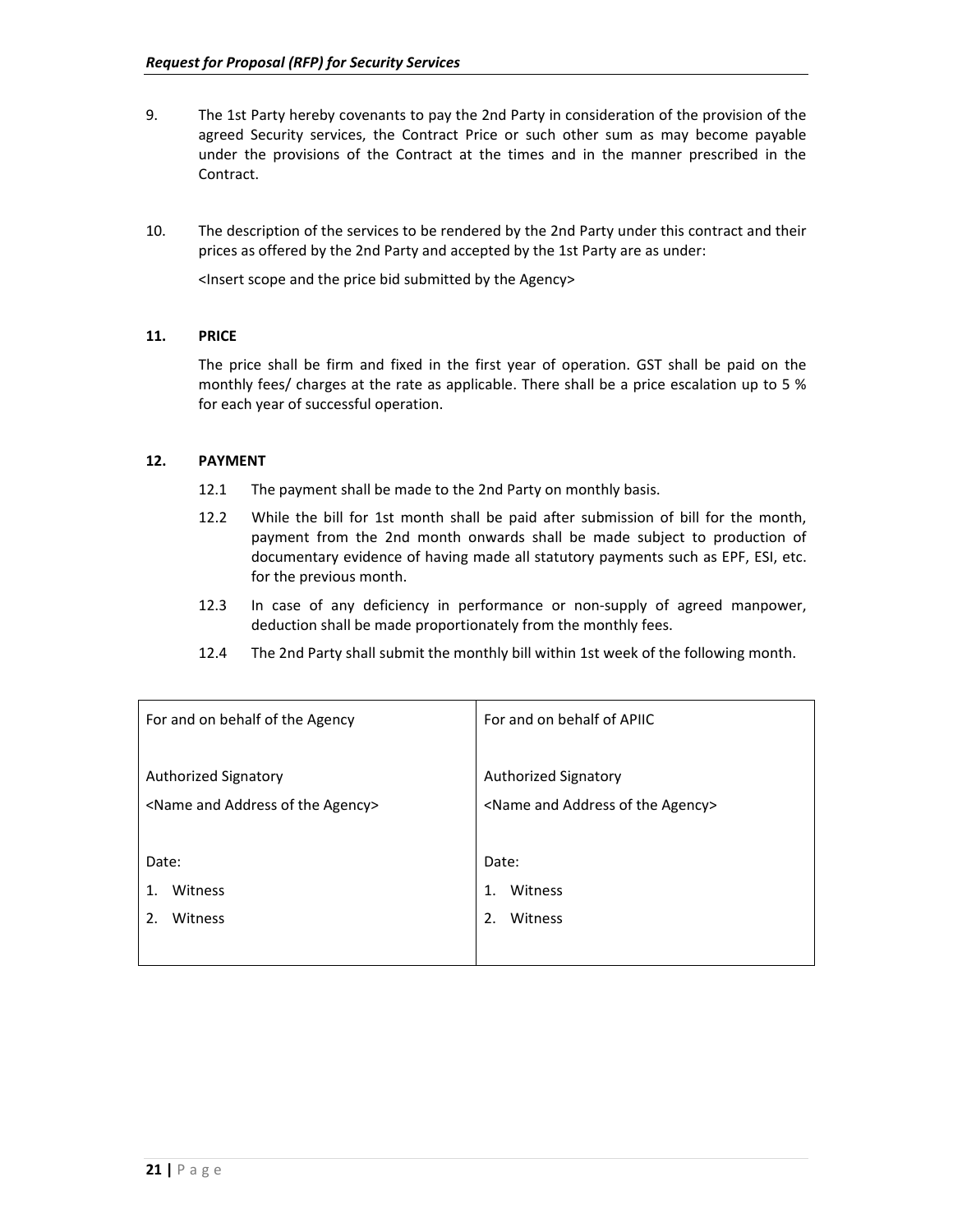9. The 1st Party hereby covenants to pay the 2nd Party in consideration of the provision of the agreed Security services, the Contract Price or such other sum as may become payable under the provisions of the Contract at the times and in the manner prescribed in the Contract.

10. The description of the services to be rendered by the 2nd Party under this contract and their prices as offered by the 2nd Party and accepted by the 1st Party are as under:

    <Insert scope and the price bid submitted by the Agency>

**11. PRICE**

The price shall be firm and fixed in the first year of operation. GST shall be paid on the monthly fees/ charges at the rate as applicable. There shall be a price escalation up to 5 % for each year of successful operation.

**12. PAYMENT**

12.1 The payment shall be made to the 2nd Party on monthly basis.

12.2 While the bill for 1st month shall be paid after submission of bill for the month, payment from the 2nd month onwards shall be made subject to production of documentary evidence of having made all statutory payments such as EPF, ESI, etc. for the previous month.

12.3 In case of any deficiency in performance or non-supply of agreed manpower, deduction shall be made proportionately from the monthly fees.

12.4 The 2nd Party shall submit the monthly bill within 1st week of the following month.

| | |
|---|---|
| For and on behalf of the Agency<br><br>Authorized Signatory<br><Name and Address of the Agency><br><br>Date:<br>1. Witness<br>2. Witness | For and on behalf of APIIC<br><br>Authorized Signatory<br><Name and Address of the Agency><br><br>Date:<br>1. Witness<br>2. Witness |